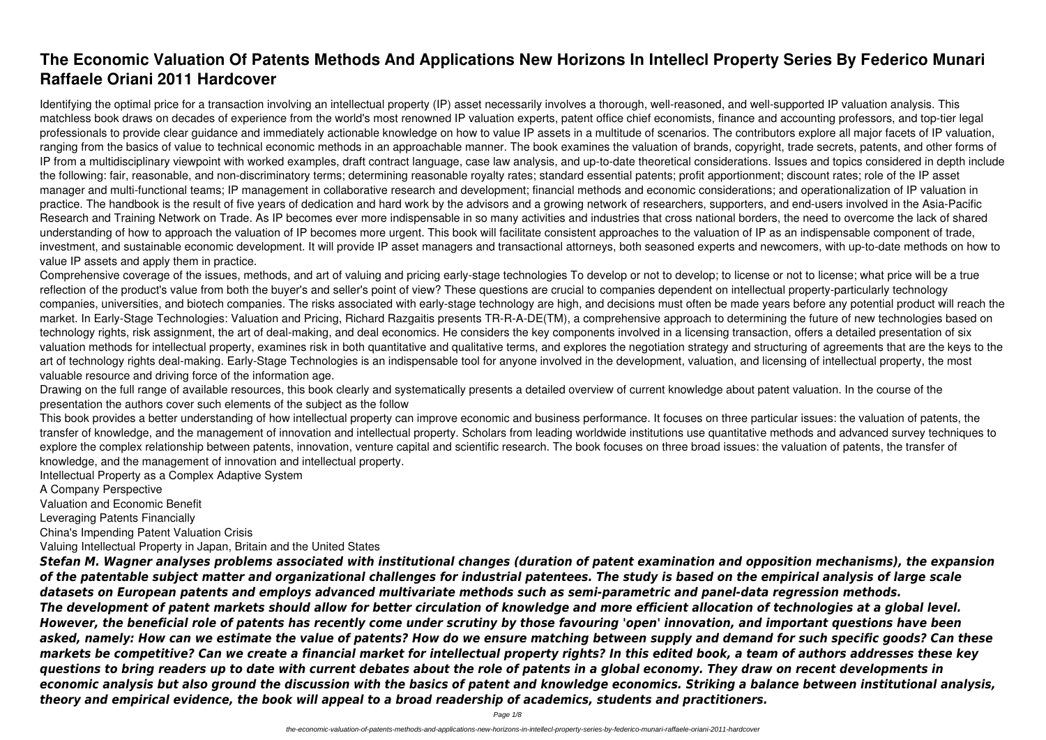# The Economic Valuation Of Patents Methods And Applications New Horizons In Intellecl Property Series By Federico Munari Raffaele Oriani 2011 Hardcover

Identifying the optimal price for a transaction involving an intellectual property (IP) asset necessarily involves a thorough, well-reasoned, and well-supported IP valuation analysis. This matchless book draws on decades of experience from the world's most renowned IP valuation experts, patent office chief economists, finance and accounting professors, and top-tier legal professionals to provide clear guidance and immediately actionable knowledge on how to value IP assets in a multitude of scenarios. The contributors explore all major facets of IP valuation, ranging from the basics of value to technical economic methods in an approachable manner. The book examines the valuation of brands, copyright, trade secrets, patents, and other forms of IP from a multidisciplinary viewpoint with worked examples, draft contract language, case law analysis, and up-to-date theoretical considerations. Issues and topics considered in depth include the following: fair, reasonable, and non-discriminatory terms; determining reasonable royalty rates; standard essential patents; profit apportionment; discount rates; role of the IP asset manager and multi-functional teams; IP management in collaborative research and development; financial methods and economic considerations; and operationalization of IP valuation in practice. The handbook is the result of five years of dedication and hard work by the advisors and a growing network of researchers, supporters, and end-users involved in the Asia-Pacific Research and Training Network on Trade. As IP becomes ever more indispensable in so many activities and industries that cross national borders, the need to overcome the lack of shared understanding of how to approach the valuation of IP becomes more urgent. This book will facilitate consistent approaches to the valuation of IP as an indispensable component of trade, investment, and sustainable economic development. It will provide IP asset managers and transactional attorneys, both seasoned experts and newcomers, with up-to-date methods on how to value IP assets and apply them in practice.

Comprehensive coverage of the issues, methods, and art of valuing and pricing early-stage technologies To develop or not to develop; to license or not to license; what price will be a true reflection of the product's value from both the buyer's and seller's point of view? These questions are crucial to companies dependent on intellectual property-particularly technology companies, universities, and biotech companies. The risks associated with early-stage technology are high, and decisions must often be made years before any potential product will reach the market. In Early-Stage Technologies: Valuation and Pricing, Richard Razgaitis presents TR-R-A-DE(TM), a comprehensive approach to determining the future of new technologies based on technology rights, risk assignment, the art of deal-making, and deal economics. He considers the key components involved in a licensing transaction, offers a detailed presentation of six valuation methods for intellectual property, examines risk in both quantitative and qualitative terms, and explores the negotiation strategy and structuring of agreements that are the keys to the art of technology rights deal-making. Early-Stage Technologies is an indispensable tool for anyone involved in the development, valuation, and licensing of intellectual property, the most valuable resource and driving force of the information age.

Drawing on the full range of available resources, this book clearly and systematically presents a detailed overview of current knowledge about patent valuation. In the course of the presentation the authors cover such elements of the subject as the follow

This book provides a better understanding of how intellectual property can improve economic and business performance. It focuses on three particular issues: the valuation of patents, the transfer of knowledge, and the management of innovation and intellectual property. Scholars from leading worldwide institutions use quantitative methods and advanced survey techniques to explore the complex relationship between patents, innovation, venture capital and scientific research. The book focuses on three broad issues: the valuation of patents, the transfer of knowledge, and the management of innovation and intellectual property.

Intellectual Property as a Complex Adaptive System

A Company Perspective

Valuation and Economic Benefit

Leveraging Patents Financially

China's Impending Patent Valuation Crisis

Valuing Intellectual Property in Japan, Britain and the United States

***Stefan M. Wagner analyses problems associated with institutional changes (duration of patent examination and opposition mechanisms), the expansion of the patentable subject matter and organizational challenges for industrial patentees. The study is based on the empirical analysis of large scale datasets on European patents and employs advanced multivariate methods such as semi-parametric and panel-data regression methods.***

***The development of patent markets should allow for better circulation of knowledge and more efficient allocation of technologies at a global level. However, the beneficial role of patents has recently come under scrutiny by those favouring 'open' innovation, and important questions have been asked, namely: How can we estimate the value of patents? How do we ensure matching between supply and demand for such specific goods? Can these markets be competitive? Can we create a financial market for intellectual property rights? In this edited book, a team of authors addresses these key questions to bring readers up to date with current debates about the role of patents in a global economy. They draw on recent developments in economic analysis but also ground the discussion with the basics of patent and knowledge economics. Striking a balance between institutional analysis, theory and empirical evidence, the book will appeal to a broad readership of academics, students and practitioners.***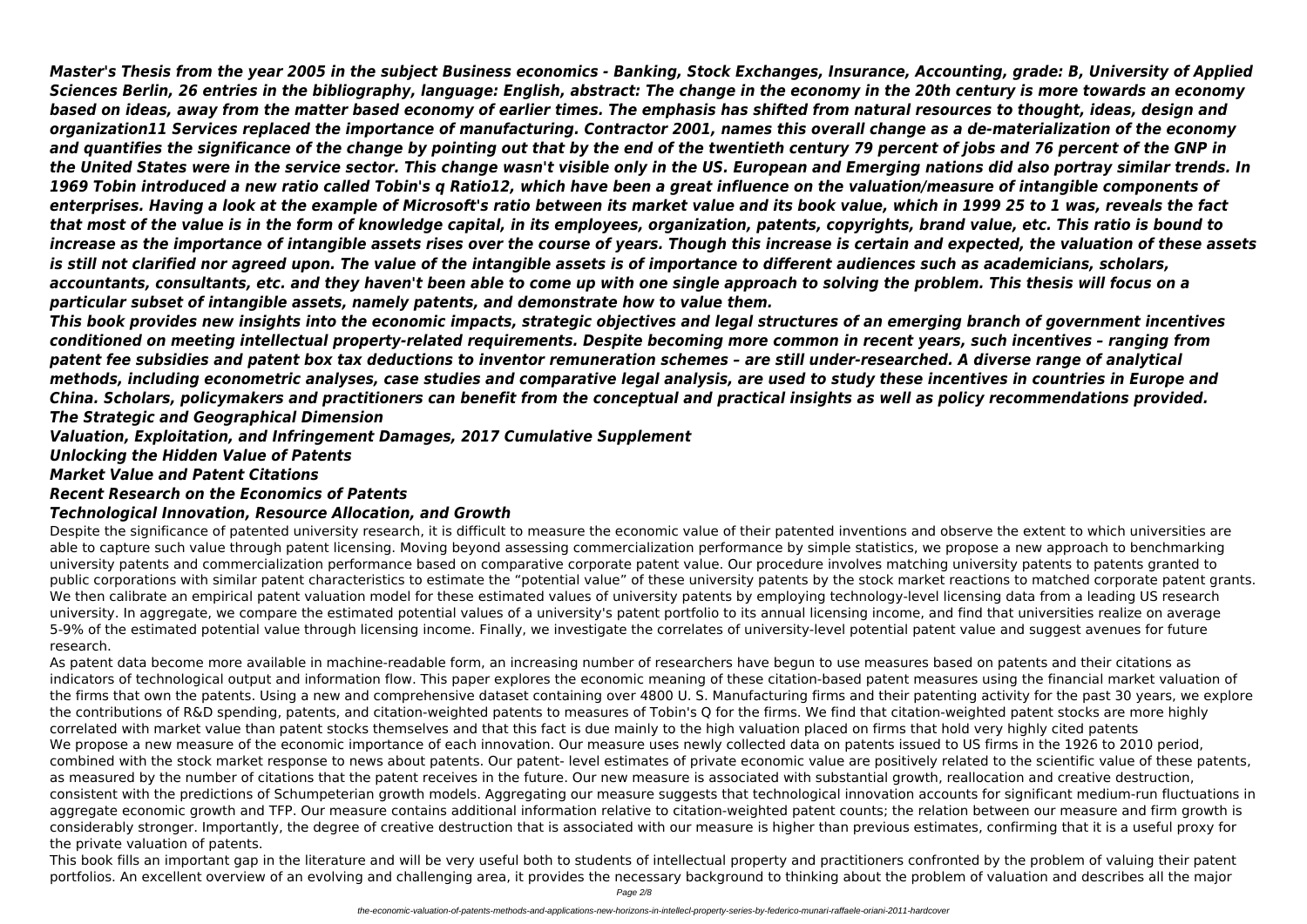***Master's Thesis from the year 2005 in the subject Business economics - Banking, Stock Exchanges, Insurance, Accounting, grade: B, University of Applied Sciences Berlin, 26 entries in the bibliography, language: English, abstract: The change in the economy in the 20th century is more towards an economy based on ideas, away from the matter based economy of earlier times. The emphasis has shifted from natural resources to thought, ideas, design and organization11 Services replaced the importance of manufacturing. Contractor 2001, names this overall change as a de-materialization of the economy and quantifies the significance of the change by pointing out that by the end of the twentieth century 79 percent of jobs and 76 percent of the GNP in the United States were in the service sector. This change wasn't visible only in the US. European and Emerging nations did also portray similar trends. In 1969 Tobin introduced a new ratio called Tobin's q Ratio12, which have been a great influence on the valuation/measure of intangible components of enterprises. Having a look at the example of Microsoft's ratio between its market value and its book value, which in 1999 25 to 1 was, reveals the fact that most of the value is in the form of knowledge capital, in its employees, organization, patents, copyrights, brand value, etc. This ratio is bound to increase as the importance of intangible assets rises over the course of years. Though this increase is certain and expected, the valuation of these assets is still not clarified nor agreed upon. The value of the intangible assets is of importance to different audiences such as academicians, scholars, accountants, consultants, etc. and they haven't been able to come up with one single approach to solving the problem. This thesis will focus on a particular subset of intangible assets, namely patents, and demonstrate how to value them.***

***This book provides new insights into the economic impacts, strategic objectives and legal structures of an emerging branch of government incentives conditioned on meeting intellectual property-related requirements. Despite becoming more common in recent years, such incentives – ranging from patent fee subsidies and patent box tax deductions to inventor remuneration schemes – are still under-researched. A diverse range of analytical methods, including econometric analyses, case studies and comparative legal analysis, are used to study these incentives in countries in Europe and China. Scholars, policymakers and practitioners can benefit from the conceptual and practical insights as well as policy recommendations provided.***

## *The Strategic and Geographical Dimension*

## *Valuation, Exploitation, and Infringement Damages, 2017 Cumulative Supplement*

## *Unlocking the Hidden Value of Patents*

## *Market Value and Patent Citations*

## *Recent Research on the Economics of Patents*

## *Technological Innovation, Resource Allocation, and Growth*

Despite the significance of patented university research, it is difficult to measure the economic value of their patented inventions and observe the extent to which universities are able to capture such value through patent licensing. Moving beyond assessing commercialization performance by simple statistics, we propose a new approach to benchmarking university patents and commercialization performance based on comparative corporate patent value. Our procedure involves matching university patents to patents granted to public corporations with similar patent characteristics to estimate the "potential value" of these university patents by the stock market reactions to matched corporate patent grants. We then calibrate an empirical patent valuation model for these estimated values of university patents by employing technology-level licensing data from a leading US research university. In aggregate, we compare the estimated potential values of a university's patent portfolio to its annual licensing income, and find that universities realize on average 5-9% of the estimated potential value through licensing income. Finally, we investigate the correlates of university-level potential patent value and suggest avenues for future research.

As patent data become more available in machine-readable form, an increasing number of researchers have begun to use measures based on patents and their citations as indicators of technological output and information flow. This paper explores the economic meaning of these citation-based patent measures using the financial market valuation of the firms that own the patents. Using a new and comprehensive dataset containing over 4800 U. S. Manufacturing firms and their patenting activity for the past 30 years, we explore the contributions of R&D spending, patents, and citation-weighted patents to measures of Tobin's Q for the firms. We find that citation-weighted patent stocks are more highly correlated with market value than patent stocks themselves and that this fact is due mainly to the high valuation placed on firms that hold very highly cited patents

We propose a new measure of the economic importance of each innovation. Our measure uses newly collected data on patents issued to US firms in the 1926 to 2010 period, combined with the stock market response to news about patents. Our patent- level estimates of private economic value are positively related to the scientific value of these patents, as measured by the number of citations that the patent receives in the future. Our new measure is associated with substantial growth, reallocation and creative destruction, consistent with the predictions of Schumpeterian growth models. Aggregating our measure suggests that technological innovation accounts for significant medium-run fluctuations in aggregate economic growth and TFP. Our measure contains additional information relative to citation-weighted patent counts; the relation between our measure and firm growth is considerably stronger. Importantly, the degree of creative destruction that is associated with our measure is higher than previous estimates, confirming that it is a useful proxy for the private valuation of patents.

This book fills an important gap in the literature and will be very useful both to students of intellectual property and practitioners confronted by the problem of valuing their patent portfolios. An excellent overview of an evolving and challenging area, it provides the necessary background to thinking about the problem of valuation and describes all the major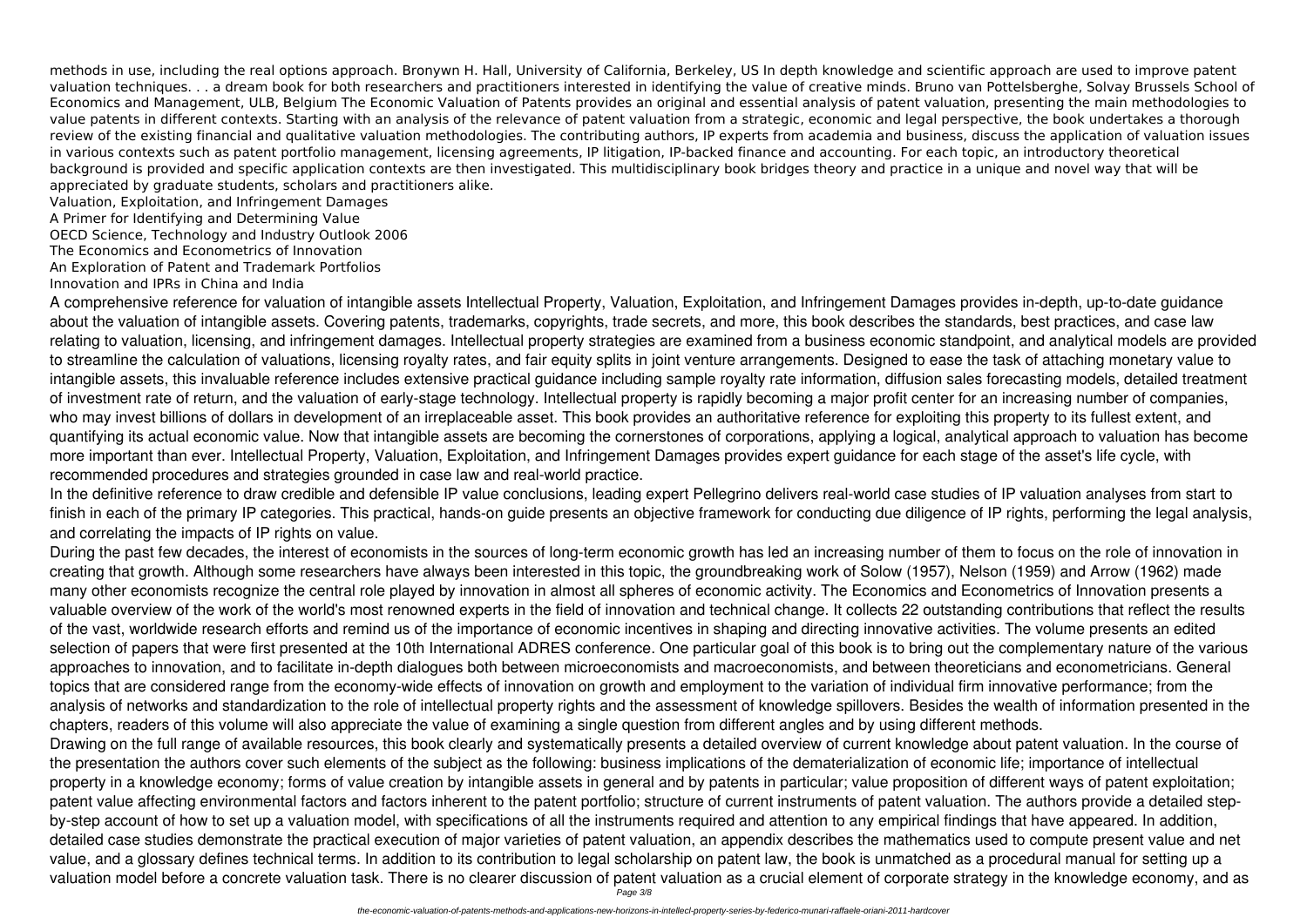methods in use, including the real options approach. Bronywn H. Hall, University of California, Berkeley, US In depth knowledge and scientific approach are used to improve patent valuation techniques. . . a dream book for both researchers and practitioners interested in identifying the value of creative minds. Bruno van Pottelsberghe, Solvay Brussels School of Economics and Management, ULB, Belgium The Economic Valuation of Patents provides an original and essential analysis of patent valuation, presenting the main methodologies to value patents in different contexts. Starting with an analysis of the relevance of patent valuation from a strategic, economic and legal perspective, the book undertakes a thorough review of the existing financial and qualitative valuation methodologies. The contributing authors, IP experts from academia and business, discuss the application of valuation issues in various contexts such as patent portfolio management, licensing agreements, IP litigation, IP-backed finance and accounting. For each topic, an introductory theoretical background is provided and specific application contexts are then investigated. This multidisciplinary book bridges theory and practice in a unique and novel way that will be appreciated by graduate students, scholars and practitioners alike.

Valuation, Exploitation, and Infringement Damages

A Primer for Identifying and Determining Value

OECD Science, Technology and Industry Outlook 2006

The Economics and Econometrics of Innovation

An Exploration of Patent and Trademark Portfolios

Innovation and IPRs in China and India

A comprehensive reference for valuation of intangible assets Intellectual Property, Valuation, Exploitation, and Infringement Damages provides in-depth, up-to-date guidance about the valuation of intangible assets. Covering patents, trademarks, copyrights, trade secrets, and more, this book describes the standards, best practices, and case law relating to valuation, licensing, and infringement damages. Intellectual property strategies are examined from a business economic standpoint, and analytical models are provided to streamline the calculation of valuations, licensing royalty rates, and fair equity splits in joint venture arrangements. Designed to ease the task of attaching monetary value to intangible assets, this invaluable reference includes extensive practical guidance including sample royalty rate information, diffusion sales forecasting models, detailed treatment of investment rate of return, and the valuation of early-stage technology. Intellectual property is rapidly becoming a major profit center for an increasing number of companies, who may invest billions of dollars in development of an irreplaceable asset. This book provides an authoritative reference for exploiting this property to its fullest extent, and quantifying its actual economic value. Now that intangible assets are becoming the cornerstones of corporations, applying a logical, analytical approach to valuation has become more important than ever. Intellectual Property, Valuation, Exploitation, and Infringement Damages provides expert guidance for each stage of the asset's life cycle, with recommended procedures and strategies grounded in case law and real-world practice.

In the definitive reference to draw credible and defensible IP value conclusions, leading expert Pellegrino delivers real-world case studies of IP valuation analyses from start to finish in each of the primary IP categories. This practical, hands-on guide presents an objective framework for conducting due diligence of IP rights, performing the legal analysis, and correlating the impacts of IP rights on value.

During the past few decades, the interest of economists in the sources of long-term economic growth has led an increasing number of them to focus on the role of innovation in creating that growth. Although some researchers have always been interested in this topic, the groundbreaking work of Solow (1957), Nelson (1959) and Arrow (1962) made many other economists recognize the central role played by innovation in almost all spheres of economic activity. The Economics and Econometrics of Innovation presents a valuable overview of the work of the world's most renowned experts in the field of innovation and technical change. It collects 22 outstanding contributions that reflect the results of the vast, worldwide research efforts and remind us of the importance of economic incentives in shaping and directing innovative activities. The volume presents an edited selection of papers that were first presented at the 10th International ADRES conference. One particular goal of this book is to bring out the complementary nature of the various approaches to innovation, and to facilitate in-depth dialogues both between microeconomists and macroeconomists, and between theoreticians and econometricians. General topics that are considered range from the economy-wide effects of innovation on growth and employment to the variation of individual firm innovative performance; from the analysis of networks and standardization to the role of intellectual property rights and the assessment of knowledge spillovers. Besides the wealth of information presented in the chapters, readers of this volume will also appreciate the value of examining a single question from different angles and by using different methods.

Drawing on the full range of available resources, this book clearly and systematically presents a detailed overview of current knowledge about patent valuation. In the course of the presentation the authors cover such elements of the subject as the following: business implications of the dematerialization of economic life; importance of intellectual property in a knowledge economy; forms of value creation by intangible assets in general and by patents in particular; value proposition of different ways of patent exploitation; patent value affecting environmental factors and factors inherent to the patent portfolio; structure of current instruments of patent valuation. The authors provide a detailed step-by-step account of how to set up a valuation model, with specifications of all the instruments required and attention to any empirical findings that have appeared. In addition, detailed case studies demonstrate the practical execution of major varieties of patent valuation, an appendix describes the mathematics used to compute present value and net value, and a glossary defines technical terms. In addition to its contribution to legal scholarship on patent law, the book is unmatched as a procedural manual for setting up a valuation model before a concrete valuation task. There is no clearer discussion of patent valuation as a crucial element of corporate strategy in the knowledge economy, and as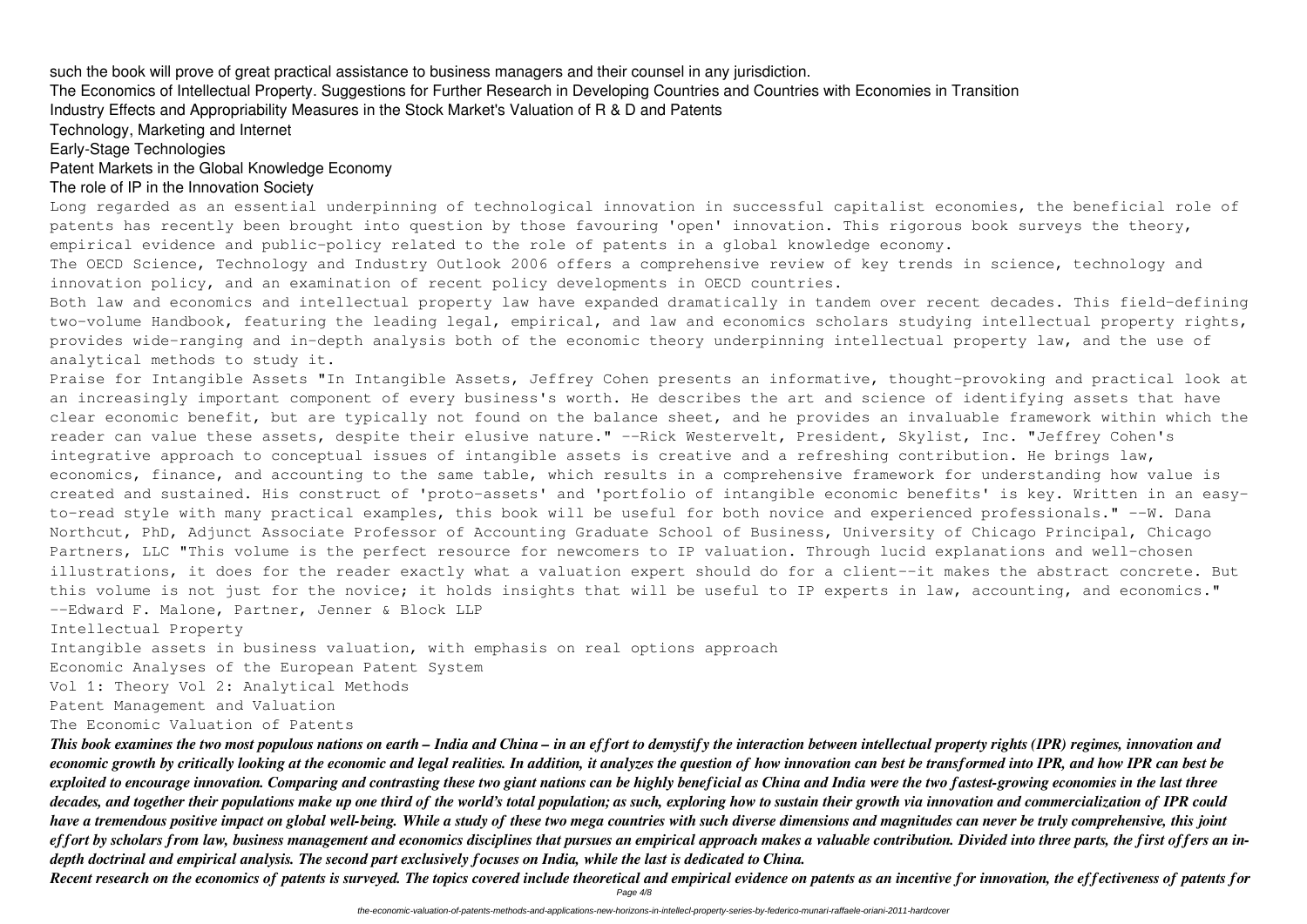such the book will prove of great practical assistance to business managers and their counsel in any jurisdiction.

The Economics of Intellectual Property. Suggestions for Further Research in Developing Countries and Countries with Economies in Transition

Industry Effects and Appropriability Measures in the Stock Market's Valuation of R & D and Patents

Technology, Marketing and Internet

Early-Stage Technologies

Patent Markets in the Global Knowledge Economy

The role of IP in the Innovation Society

Long regarded as an essential underpinning of technological innovation in successful capitalist economies, the beneficial role of patents has recently been brought into question by those favouring 'open' innovation. This rigorous book surveys the theory, empirical evidence and public-policy related to the role of patents in a global knowledge economy.

The OECD Science, Technology and Industry Outlook 2006 offers a comprehensive review of key trends in science, technology and innovation policy, and an examination of recent policy developments in OECD countries.

Both law and economics and intellectual property law have expanded dramatically in tandem over recent decades. This field-defining two-volume Handbook, featuring the leading legal, empirical, and law and economics scholars studying intellectual property rights, provides wide-ranging and in-depth analysis both of the economic theory underpinning intellectual property law, and the use of analytical methods to study it.

Praise for Intangible Assets "In Intangible Assets, Jeffrey Cohen presents an informative, thought-provoking and practical look at an increasingly important component of every business's worth. He describes the art and science of identifying assets that have clear economic benefit, but are typically not found on the balance sheet, and he provides an invaluable framework within which the reader can value these assets, despite their elusive nature." --Rick Westervelt, President, Skylist, Inc. "Jeffrey Cohen's integrative approach to conceptual issues of intangible assets is creative and a refreshing contribution. He brings law, economics, finance, and accounting to the same table, which results in a comprehensive framework for understanding how value is created and sustained. His construct of 'proto-assets' and 'portfolio of intangible economic benefits' is key. Written in an easy-to-read style with many practical examples, this book will be useful for both novice and experienced professionals." --W. Dana Northcut, PhD, Adjunct Associate Professor of Accounting Graduate School of Business, University of Chicago Principal, Chicago Partners, LLC "This volume is the perfect resource for newcomers to IP valuation. Through lucid explanations and well-chosen illustrations, it does for the reader exactly what a valuation expert should do for a client--it makes the abstract concrete. But this volume is not just for the novice; it holds insights that will be useful to IP experts in law, accounting, and economics." --Edward F. Malone, Partner, Jenner & Block LLP

Intellectual Property

Intangible assets in business valuation, with emphasis on real options approach

Economic Analyses of the European Patent System

Vol 1: Theory Vol 2: Analytical Methods

Patent Management and Valuation

The Economic Valuation of Patents

***This book examines the two most populous nations on earth – India and China – in an effort to demystify the interaction between intellectual property rights (IPR) regimes, innovation and economic growth by critically looking at the economic and legal realities. In addition, it analyzes the question of how innovation can best be transformed into IPR, and how IPR can best be exploited to encourage innovation. Comparing and contrasting these two giant nations can be highly beneficial as China and India were the two fastest-growing economies in the last three decades, and together their populations make up one third of the world's total population; as such, exploring how to sustain their growth via innovation and commercialization of IPR could have a tremendous positive impact on global well-being. While a study of these two mega countries with such diverse dimensions and magnitudes can never be truly comprehensive, this joint effort by scholars from law, business management and economics disciplines that pursues an empirical approach makes a valuable contribution. Divided into three parts, the first offers an in-depth doctrinal and empirical analysis. The second part exclusively focuses on India, while the last is dedicated to China.***

***Recent research on the economics of patents is surveyed. The topics covered include theoretical and empirical evidence on patents as an incentive for innovation, the effectiveness of patents for***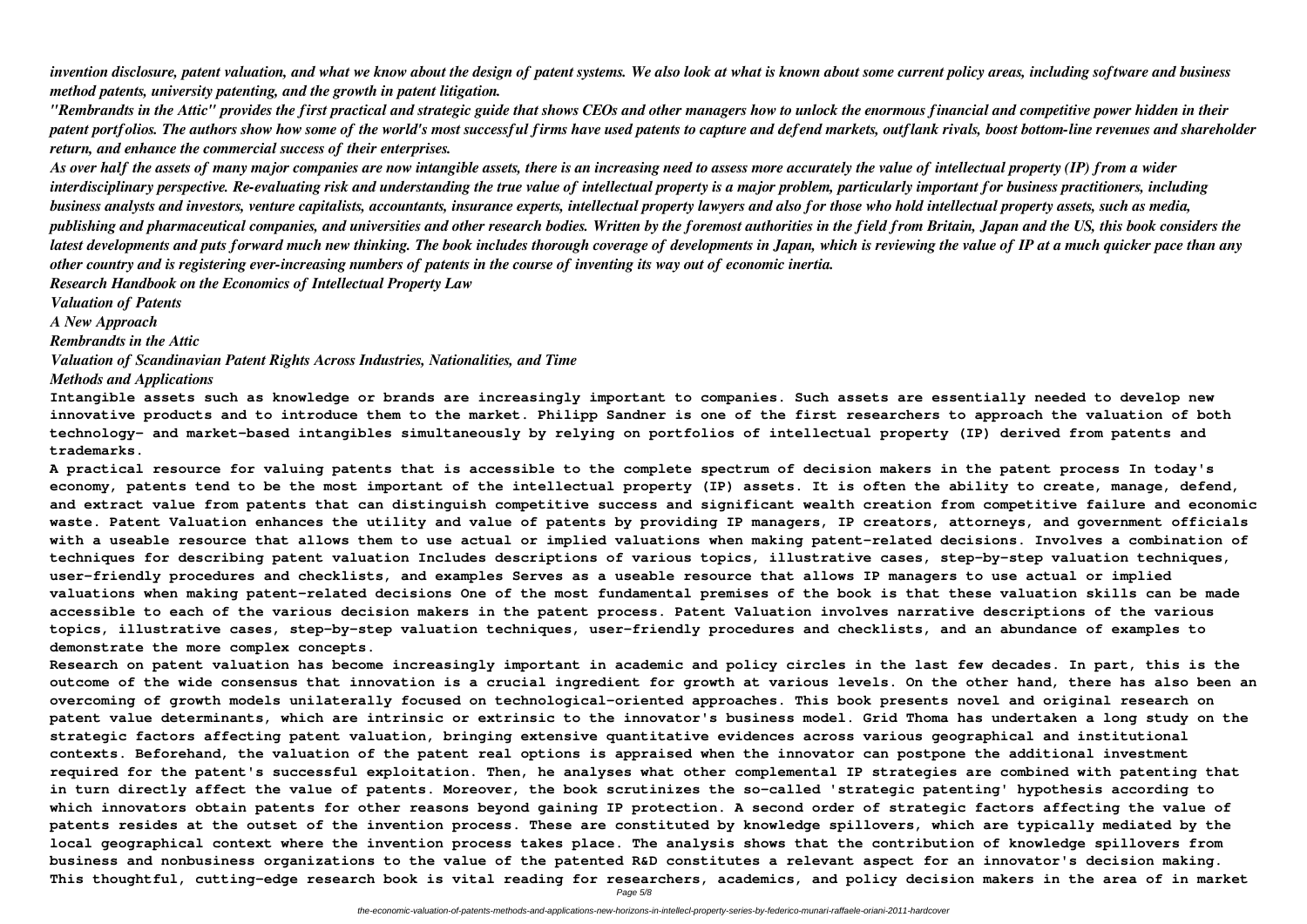*invention disclosure, patent valuation, and what we know about the design of patent systems. We also look at what is known about some current policy areas, including software and business method patents, university patenting, and the growth in patent litigation.*

*"Rembrandts in the Attic" provides the first practical and strategic guide that shows CEOs and other managers how to unlock the enormous financial and competitive power hidden in their patent portfolios. The authors show how some of the world's most successful firms have used patents to capture and defend markets, outflank rivals, boost bottom-line revenues and shareholder return, and enhance the commercial success of their enterprises.*

*As over half the assets of many major companies are now intangible assets, there is an increasing need to assess more accurately the value of intellectual property (IP) from a wider interdisciplinary perspective. Re-evaluating risk and understanding the true value of intellectual property is a major problem, particularly important for business practitioners, including business analysts and investors, venture capitalists, accountants, insurance experts, intellectual property lawyers and also for those who hold intellectual property assets, such as media, publishing and pharmaceutical companies, and universities and other research bodies. Written by the foremost authorities in the field from Britain, Japan and the US, this book considers the latest developments and puts forward much new thinking. The book includes thorough coverage of developments in Japan, which is reviewing the value of IP at a much quicker pace than any other country and is registering ever-increasing numbers of patents in the course of inventing its way out of economic inertia.*

*Research Handbook on the Economics of Intellectual Property Law*

*Valuation of Patents*

*A New Approach*

*Rembrandts in the Attic*

*Valuation of Scandinavian Patent Rights Across Industries, Nationalities, and Time*

*Methods and Applications*

**Intangible assets such as knowledge or brands are increasingly important to companies. Such assets are essentially needed to develop new innovative products and to introduce them to the market. Philipp Sandner is one of the first researchers to approach the valuation of both technology- and market-based intangibles simultaneously by relying on portfolios of intellectual property (IP) derived from patents and trademarks.**

**A practical resource for valuing patents that is accessible to the complete spectrum of decision makers in the patent process In today's economy, patents tend to be the most important of the intellectual property (IP) assets. It is often the ability to create, manage, defend, and extract value from patents that can distinguish competitive success and significant wealth creation from competitive failure and economic waste. Patent Valuation enhances the utility and value of patents by providing IP managers, IP creators, attorneys, and government officials with a useable resource that allows them to use actual or implied valuations when making patent-related decisions. Involves a combination of techniques for describing patent valuation Includes descriptions of various topics, illustrative cases, step-by-step valuation techniques, user-friendly procedures and checklists, and examples Serves as a useable resource that allows IP managers to use actual or implied valuations when making patent-related decisions One of the most fundamental premises of the book is that these valuation skills can be made accessible to each of the various decision makers in the patent process. Patent Valuation involves narrative descriptions of the various topics, illustrative cases, step-by-step valuation techniques, user-friendly procedures and checklists, and an abundance of examples to demonstrate the more complex concepts.**

**Research on patent valuation has become increasingly important in academic and policy circles in the last few decades. In part, this is the outcome of the wide consensus that innovation is a crucial ingredient for growth at various levels. On the other hand, there has also been an overcoming of growth models unilaterally focused on technological-oriented approaches. This book presents novel and original research on patent value determinants, which are intrinsic or extrinsic to the innovator's business model. Grid Thoma has undertaken a long study on the strategic factors affecting patent valuation, bringing extensive quantitative evidences across various geographical and institutional contexts. Beforehand, the valuation of the patent real options is appraised when the innovator can postpone the additional investment required for the patent's successful exploitation. Then, he analyses what other complemental IP strategies are combined with patenting that in turn directly affect the value of patents. Moreover, the book scrutinizes the so-called 'strategic patenting' hypothesis according to which innovators obtain patents for other reasons beyond gaining IP protection. A second order of strategic factors affecting the value of patents resides at the outset of the invention process. These are constituted by knowledge spillovers, which are typically mediated by the local geographical context where the invention process takes place. The analysis shows that the contribution of knowledge spillovers from business and nonbusiness organizations to the value of the patented R&D constitutes a relevant aspect for an innovator's decision making. This thoughtful, cutting-edge research book is vital reading for researchers, academics, and policy decision makers in the area of in market**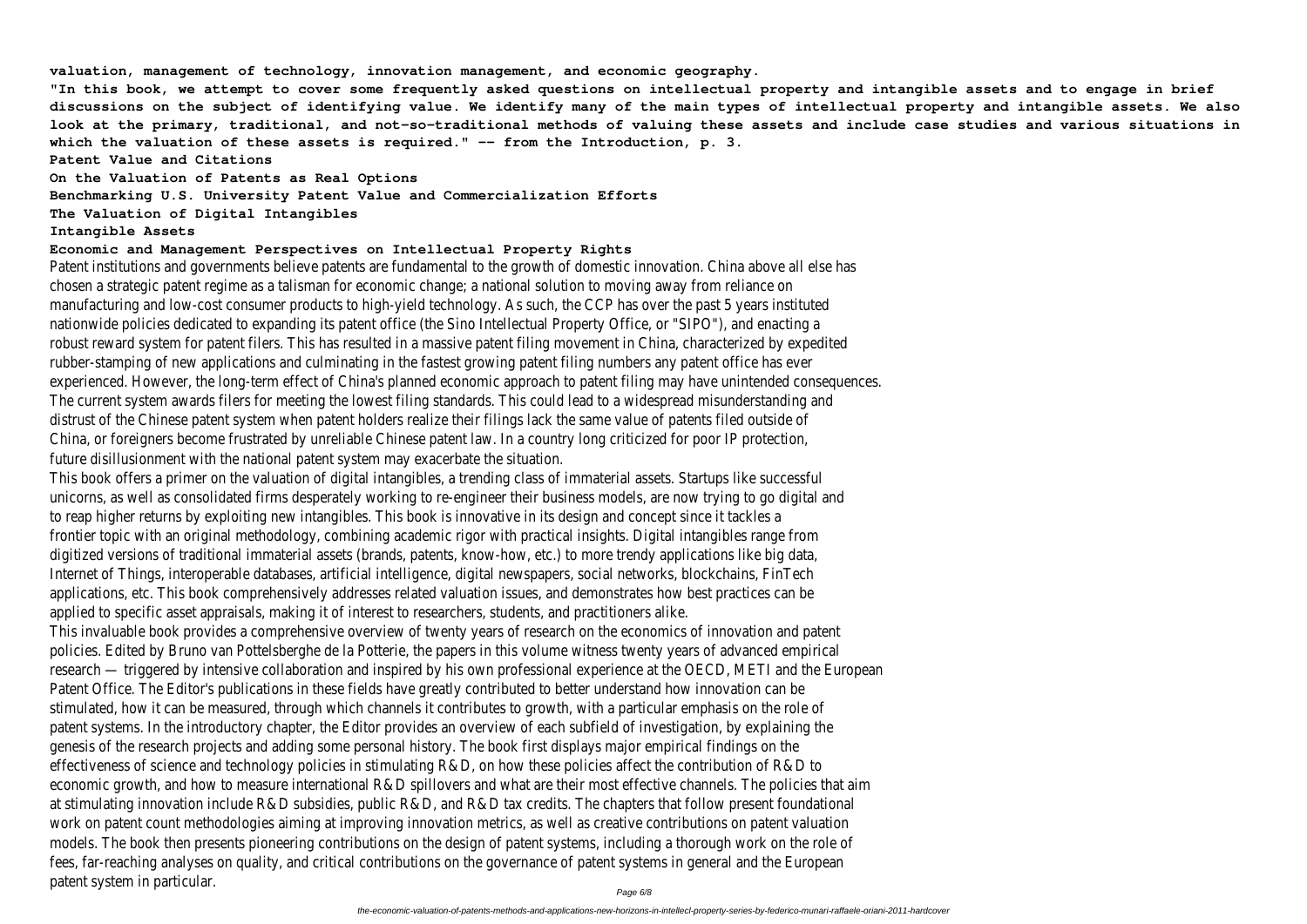**valuation, management of technology, innovation management, and economic geography.**

**"In this book, we attempt to cover some frequently asked questions on intellectual property and intangible assets and to engage in brief discussions on the subject of identifying value. We identify many of the main types of intellectual property and intangible assets. We also look at the primary, traditional, and not-so-traditional methods of valuing these assets and include case studies and various situations in which the valuation of these assets is required." -- from the Introduction, p. 3.**

**Patent Value and Citations**

**On the Valuation of Patents as Real Options**

**Benchmarking U.S. University Patent Value and Commercialization Efforts**

**The Valuation of Digital Intangibles**

**Intangible Assets**

**Economic and Management Perspectives on Intellectual Property Rights**

Patent institutions and governments believe patents are fundamental to the growth of domestic innovation. China above all else has chosen a strategic patent regime as a talisman for economic change; a national solution to moving away from reliance on manufacturing and low-cost consumer products to high-yield technology. As such, the CCP has over the past 5 years instituted nationwide policies dedicated to expanding its patent office (the Sino Intellectual Property Office, or "SIPO"), and enacting a robust reward system for patent filers. This has resulted in a massive patent filing movement in China, characterized by expedited rubber-stamping of new applications and culminating in the fastest growing patent filing numbers any patent office has ever experienced. However, the long-term effect of China's planned economic approach to patent filing may have unintended consequences. The current system awards filers for meeting the lowest filing standards. This could lead to a widespread misunderstanding and distrust of the Chinese patent system when patent holders realize their filings lack the same value of patents filed outside of China, or foreigners become frustrated by unreliable Chinese patent law. In a country long criticized for poor IP protection, future disillusionment with the national patent system may exacerbate the situation.

This book offers a primer on the valuation of digital intangibles, a trending class of immaterial assets. Startups like successful unicorns, as well as consolidated firms desperately working to re-engineer their business models, are now trying to go digital and to reap higher returns by exploiting new intangibles. This book is innovative in its design and concept since it tackles a frontier topic with an original methodology, combining academic rigor with practical insights. Digital intangibles range from digitized versions of traditional immaterial assets (brands, patents, know-how, etc.) to more trendy applications like big data, Internet of Things, interoperable databases, artificial intelligence, digital newspapers, social networks, blockchains, FinTech applications, etc. This book comprehensively addresses related valuation issues, and demonstrates how best practices can be applied to specific asset appraisals, making it of interest to researchers, students, and practitioners alike.

This invaluable book provides a comprehensive overview of twenty years of research on the economics of innovation and patent policies. Edited by Bruno van Pottelsberghe de la Potterie, the papers in this volume witness twenty years of advanced empirical research — triggered by intensive collaboration and inspired by his own professional experience at the OECD, METI and the European Patent Office. The Editor's publications in these fields have greatly contributed to better understand how innovation can be stimulated, how it can be measured, through which channels it contributes to growth, with a particular emphasis on the role of patent systems. In the introductory chapter, the Editor provides an overview of each subfield of investigation, by explaining the genesis of the research projects and adding some personal history. The book first displays major empirical findings on the effectiveness of science and technology policies in stimulating R&D, on how these policies affect the contribution of R&D to economic growth, and how to measure international R&D spillovers and what are their most effective channels. The policies that aim at stimulating innovation include R&D subsidies, public R&D, and R&D tax credits. The chapters that follow present foundational work on patent count methodologies aiming at improving innovation metrics, as well as creative contributions on patent valuation models. The book then presents pioneering contributions on the design of patent systems, including a thorough work on the role of fees, far-reaching analyses on quality, and critical contributions on the governance of patent systems in general and the European patent system in particular.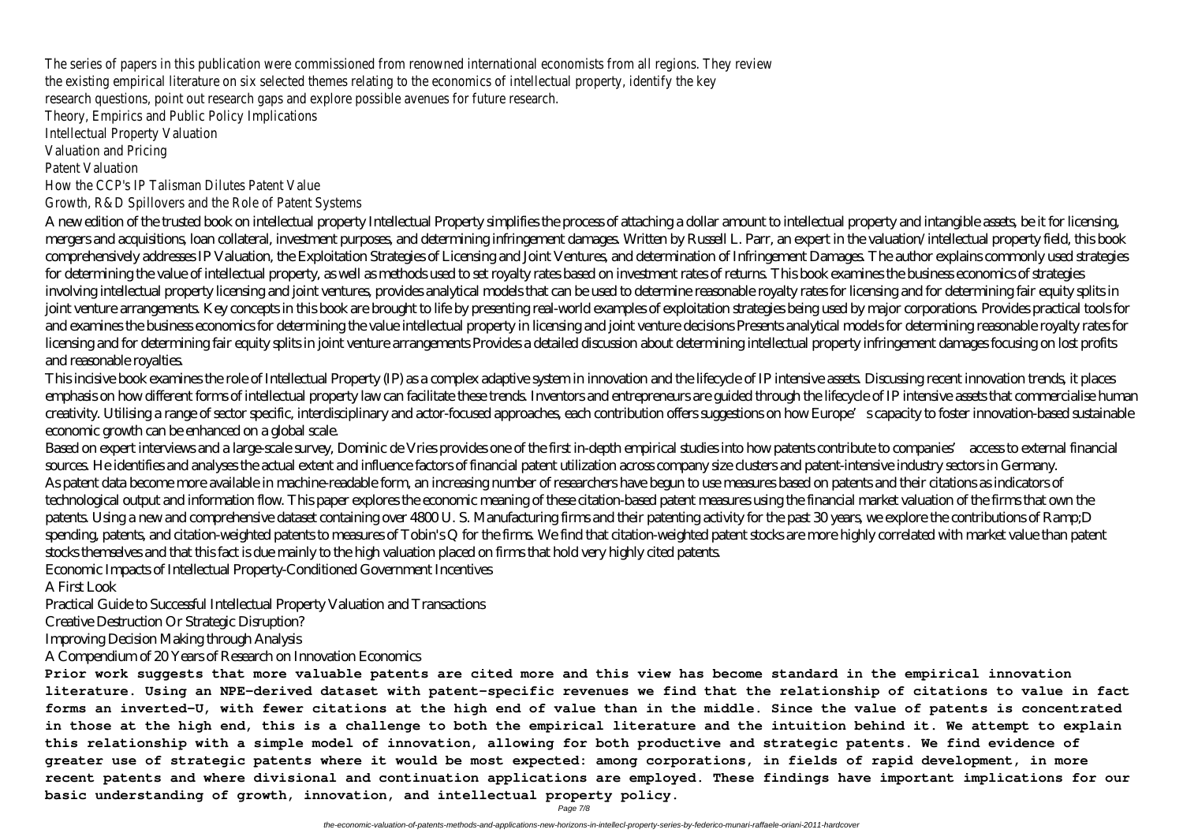The series of papers in this publication were commissioned from renowned international economists from all regions. They review the existing empirical literature on six selected themes relating to the economics of intellectual property, identify the key research questions, point out research gaps and explore possible avenues for future research.

Theory, Empirics and Public Policy Implications

Intellectual Property Valuation

Valuation and Pricing

Patent Valuation

How the CCP's IP Talisman Dilutes Patent Value

Growth, R&D Spillovers and the Role of Patent Systems

A new edition of the trusted book on intellectual property Intellectual Property simplifies the process of attaching a dollar amount to intellectual property and intangible assets, be it for licensing, mergers and acquisitions, loan collateral, investment purposes, and determining infringement damages. Written by Russell L. Parr, an expert in the valuation/intellectual property field, this book comprehensively addresses IP Valuation, the Exploitation Strategies of Licensing and Joint Ventures, and determination of Infringement Damages. The author explains commonly used strategies for determining the value of intellectual property, as well as methods used to set royalty rates based on investment rates of returns. This book examines the business economics of strategies involving intellectual property licensing and joint ventures, provides analytical models that can be used to determine reasonable royalty rates for licensing and for determining fair equity splits in joint venture arrangements. Key concepts in this book are brought to life by presenting real-world examples of exploitation strategies being used by major corporations. Provides practical tools for and examines the business economics for determining the value intellectual property in licensing and joint venture decisions Presents analytical models for determining reasonable royalty rates for licensing and for determining fair equity splits in joint venture arrangements Provides a detailed discussion about determining intellectual property infringement damages focusing on lost profits and reasonable royalties.

This incisive book examines the role of Intellectual Property (IP) as a complex adaptive system in innovation and the lifecycle of IP intensive assets. Discussing recent innovation trends, it places emphasis on how different forms of intellectual property law can facilitate these trends. Inventors and entrepreneurs are guided through the lifecycle of IP intensive assets that commercialise human creativity. Utilising a range of sector specific, interdisciplinary and actor-focused approaches, each contribution offers suggestions on how Europe's capacity to foster innovation-based sustainable economic growth can be enhanced on a global scale.

Based on expert interviews and a large-scale survey, Dominic de Vries provides one of the first in-depth empirical studies into how patents contribute to companies' access to external financial sources. He identifies and analyses the actual extent and influence factors of financial patent utilization across company size clusters and patent-intensive industry sectors in Germany.

As patent data become more available in machine-readable form, an increasing number of researchers have begun to use measures based on patents and their citations as indicators of technological output and information flow. This paper explores the economic meaning of these citation-based patent measures using the financial market valuation of the firms that own the patents. Using a new and comprehensive dataset containing over 4800 U. S. Manufacturing firms and their patenting activity for the past 30 years, we explore the contributions of Ramp;D spending, patents, and citation-weighted patents to measures of Tobin's Q for the firms. We find that citation-weighted patent stocks are more highly correlated with market value than patent stocks themselves and that this fact is due mainly to the high valuation placed on firms that hold very highly cited patents.

Economic Impacts of Intellectual Property-Conditioned Government Incentives

A First Look

Practical Guide to Successful Intellectual Property Valuation and Transactions

Creative Destruction Or Strategic Disruption?

Improving Decision Making through Analysis

A Compendium of 20 Years of Research on Innovation Economics

**Prior work suggests that more valuable patents are cited more and this view has become standard in the empirical innovation literature. Using an NPE-derived dataset with patent-specific revenues we find that the relationship of citations to value in fact forms an inverted-U, with fewer citations at the high end of value than in the middle. Since the value of patents is concentrated in those at the high end, this is a challenge to both the empirical literature and the intuition behind it. We attempt to explain this relationship with a simple model of innovation, allowing for both productive and strategic patents. We find evidence of greater use of strategic patents where it would be most expected: among corporations, in fields of rapid development, in more recent patents and where divisional and continuation applications are employed. These findings have important implications for our basic understanding of growth, innovation, and intellectual property policy.**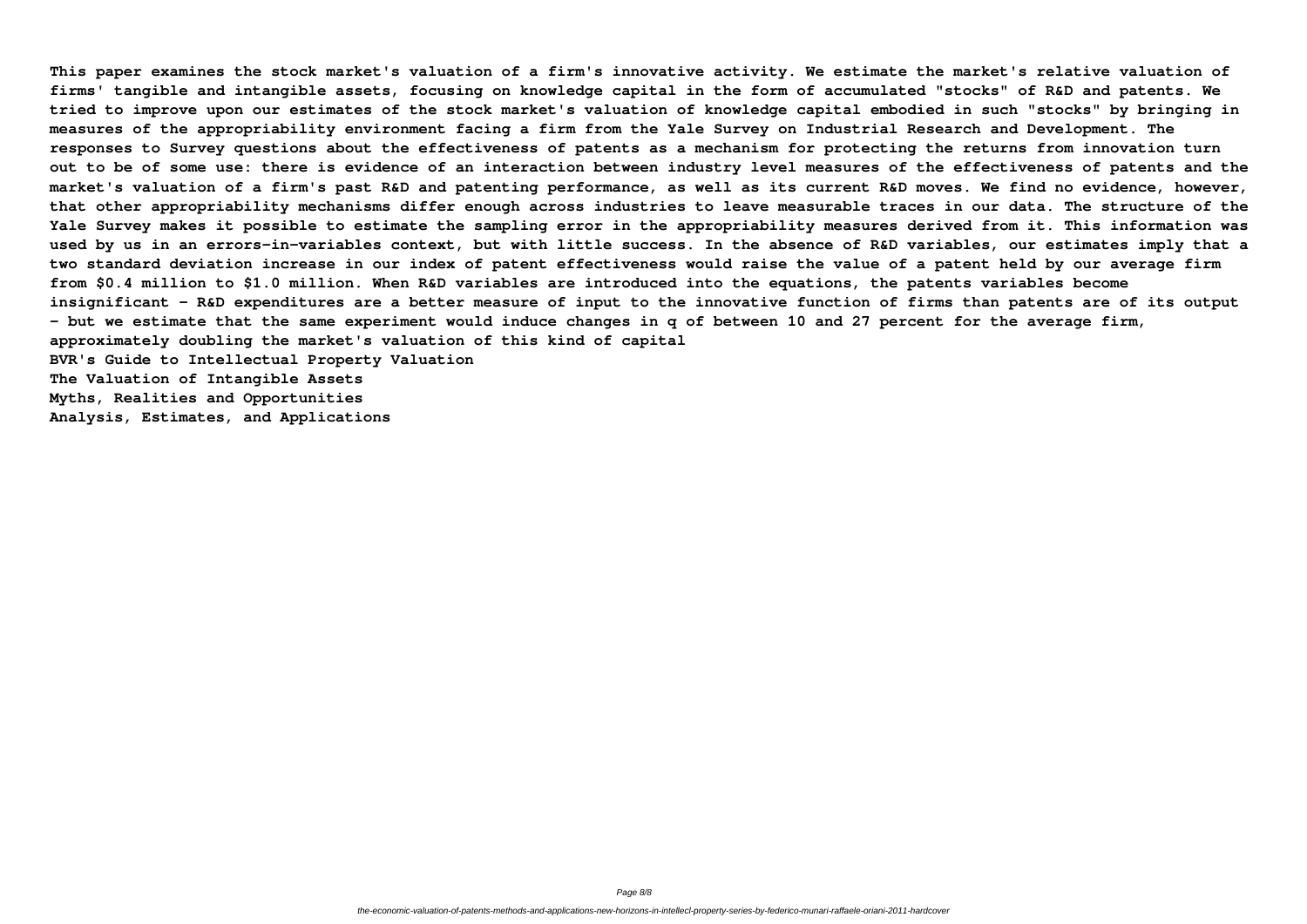This paper examines the stock market's valuation of a firm's innovative activity. We estimate the market's relative valuation of firms' tangible and intangible assets, focusing on knowledge capital in the form of accumulated "stocks" of R&D and patents. We tried to improve upon our estimates of the stock market's valuation of knowledge capital embodied in such "stocks" by bringing in measures of the appropriability environment facing a firm from the Yale Survey on Industrial Research and Development. The responses to Survey questions about the effectiveness of patents as a mechanism for protecting the returns from innovation turn out to be of some use: there is evidence of an interaction between industry level measures of the effectiveness of patents and the market's valuation of a firm's past R&D and patenting performance, as well as its current R&D moves. We find no evidence, however, that other appropriability mechanisms differ enough across industries to leave measurable traces in our data. The structure of the Yale Survey makes it possible to estimate the sampling error in the appropriability measures derived from it. This information was used by us in an errors-in-variables context, but with little success. In the absence of R&D variables, our estimates imply that a two standard deviation increase in our index of patent effectiveness would raise the value of a patent held by our average firm from $0.4 million to $1.0 million. When R&D variables are introduced into the equations, the patents variables become insignificant - R&D expenditures are a better measure of input to the innovative function of firms than patents are of its output - but we estimate that the same experiment would induce changes in q of between 10 and 27 percent for the average firm, approximately doubling the market's valuation of this kind of capital

BVR's Guide to Intellectual Property Valuation

The Valuation of Intangible Assets

Myths, Realities and Opportunities

Analysis, Estimates, and Applications